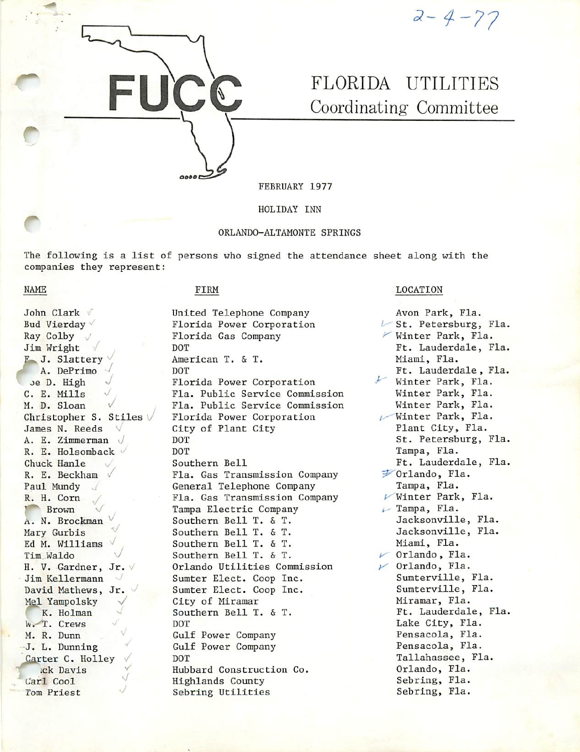2-4-77

# FUCC

# FLORIDA UTILITIES Coordinating Committee

FEBRUARY 1977

HOLIDAY INN

ORLANDO-ALTAMONTE SPRINGS

The following is a list of persons who signed the attendance sheet along with the companies they represent:

| NAME | FIRM | LOCATION |
|---|---|---|
| John Clark | United Telephone Company | Avon Park, Fla. |
| Bud Vierday | Florida Power Corporation | St. Petersburg, Fla. |
| Ray Colby | Florida Gas Company | Winter Park, Fla. |
| Jim Wright | DOT | Ft. Lauderdale, Fla. |
| F. J. Slattery | American T. & T. | Miami, Fla. |
| A. DePrimo | DOT | Ft. Lauderdale, Fla. |
| Joe D. High | Florida Power Corporation | Winter Park, Fla. |
| C. E. Mills | Fla. Public Service Commission | Winter Park, Fla. |
| M. D. Sloan | Fla. Public Service Commission | Winter Park, Fla. |
| Christopher S. Stiles | Florida Power Corporation | Winter Park, Fla. |
| James N. Reeds | City of Plant City | Plant City, Fla. |
| A. E. Zimmerman | DOT | St. Petersburg, Fla. |
| R. E. Holsomback | DOT | Tampa, Fla. |
| Chuck Hanle | Southern Bell | Ft. Lauderdale, Fla. |
| R. E. Beckham | Fla. Gas Transmission Company | Orlando, Fla. |
| Paul Mundy | General Telephone Company | Tampa, Fla. |
| R. H. Corn | Fla. Gas Transmission Company | Winter Park, Fla. |
| Brown | Tampa Electric Company | Tampa, Fla. |
| A. N. Brockman | Southern Bell T. & T. | Jacksonville, Fla. |
| Mary Gurbis | Southern Bell T. & T. | Jacksonville, Fla. |
| Ed M. Williams | Southern Bell T. & T. | Miami, Fla. |
| Tim Waldo | Southern Bell T. & T. | Orlando, Fla. |
| H. V. Gardner, Jr. | Orlando Utilities Commission | Orlando, Fla. |
| Jim Kellermann | Sumter Elect. Coop Inc. | Sumterville, Fla. |
| David Mathews, Jr. | Sumter Elect. Coop Inc. | Sumterville, Fla. |
| Mel Yampolsky | City of Miramar | Miramar, Fla. |
| K. Holman | Southern Bell T. & T. | Ft. Lauderdale, Fla. |
| W. T. Crews | DOT | Lake City, Fla. |
| M. R. Dunn | Gulf Power Company | Pensacola, Fla. |
| J. L. Dunning | Gulf Power Company | Pensacola, Fla. |
| Carter C. Holley | DOT | Tallahassee, Fla. |
| ick Davis | Hubbard Construction Co. | Orlando, Fla. |
| Carl Cool | Highlands County | Sebring, Fla. |
| Tom Priest | Sebring Utilities | Sebring, Fla. |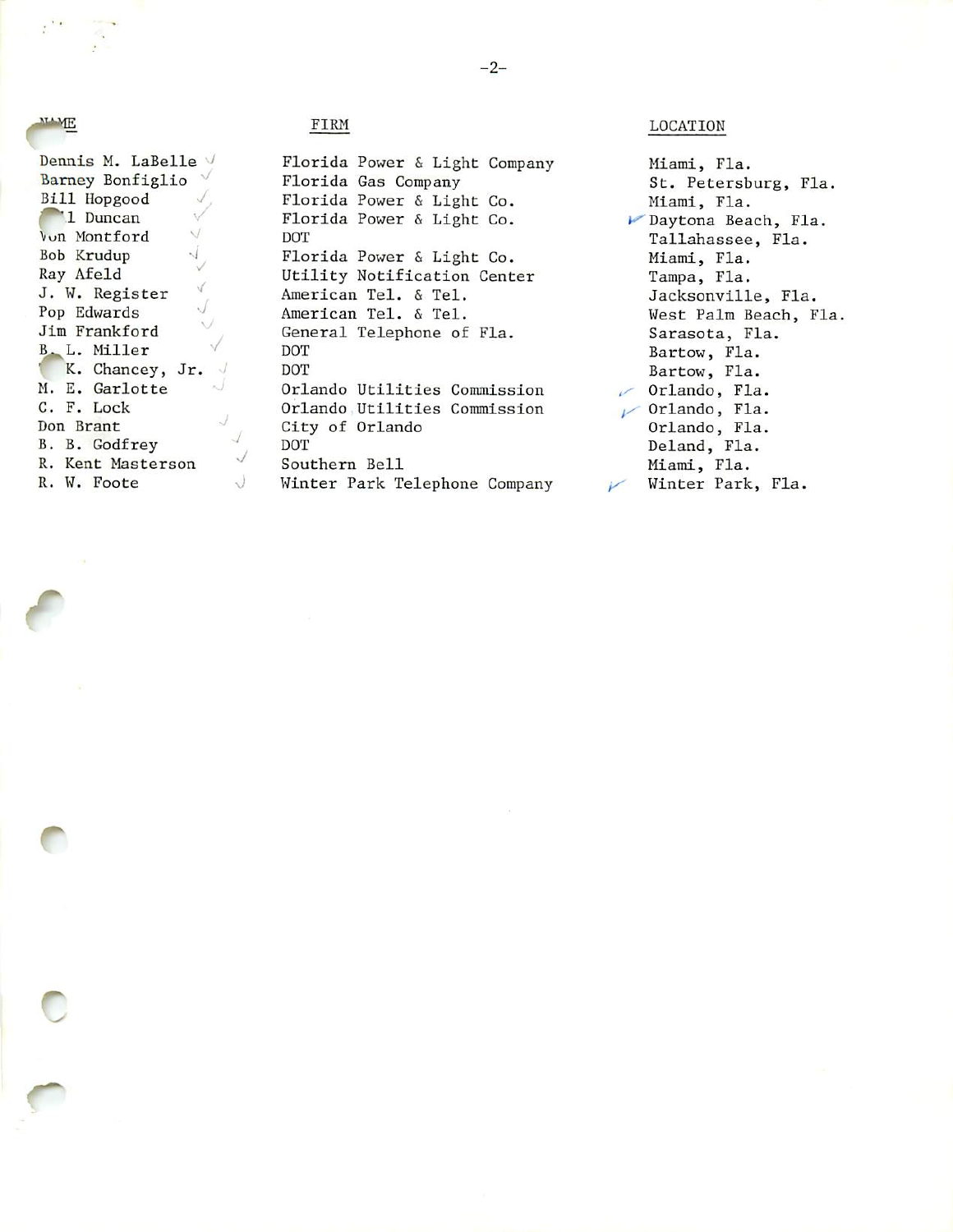| NAME | FIRM | LOCATION |
| --- | --- | --- |
| Dennis M. LaBelle | Florida Power & Light Company | Miami, Fla. |
| Barney Bonfiglio | Florida Gas Company | St. Petersburg, Fla. |
| Bill Hopgood | Florida Power & Light Co. | Miami, Fla. |
| ...l Duncan | Florida Power & Light Co. | Daytona Beach, Fla. |
| Von Montford | DOT | Tallahassee, Fla. |
| Bob Krudup | Florida Power & Light Co. | Miami, Fla. |
| Ray Afeld | Utility Notification Center | Tampa, Fla. |
| J. W. Register | American Tel. & Tel. | Jacksonville, Fla. |
| Pop Edwards | American Tel. & Tel. | West Palm Beach, Fla. |
| Jim Frankford | General Telephone of Fla. | Sarasota, Fla. |
| B. L. Miller | DOT | Bartow, Fla. |
| . K. Chancey, Jr. | DOT | Bartow, Fla. |
| M. E. Garlotte | Orlando Utilities Commission | Orlando, Fla. |
| C. F. Lock | Orlando Utilities Commission | Orlando, Fla. |
| Don Brant | City of Orlando | Orlando, Fla. |
| B. B. Godfrey | DOT | Deland, Fla. |
| R. Kent Masterson | Southern Bell | Miami, Fla. |
| R. W. Foote | Winter Park Telephone Company | Winter Park, Fla. |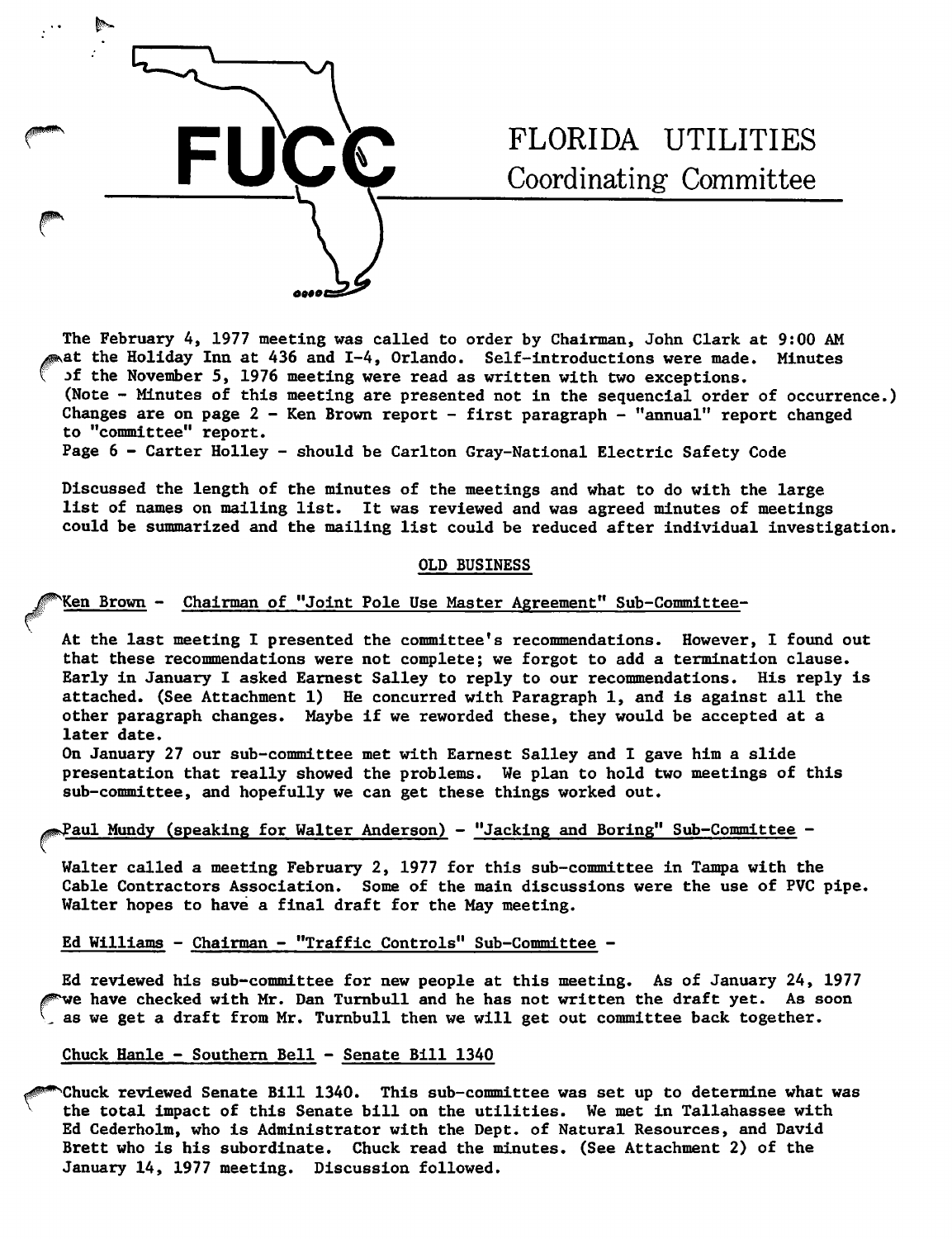# FUCC

## FLORIDA UTILITIES Coordinating Committee

The February 4, 1977 meeting was called to order by Chairman, John Clark at 9:00 AM at the Holiday Inn at 436 and I-4, Orlando. Self-introductions were made. Minutes of the November 5, 1976 meeting were read as written with two exceptions. (Note - Minutes of this meeting are presented not in the sequencial order of occurrence.) Changes are on page 2 - Ken Brown report - first paragraph - "annual" report changed to "committee" report.
Page 6 - Carter Holley - should be Carlton Gray-National Electric Safety Code

Discussed the length of the minutes of the meetings and what to do with the large list of names on mailing list. It was reviewed and was agreed minutes of meetings could be summarized and the mailing list could be reduced after individual investigation.

### OLD BUSINESS

Ken Brown - Chairman of "Joint Pole Use Master Agreement" Sub-Committee-

At the last meeting I presented the committee's recommendations. However, I found out that these recommendations were not complete; we forgot to add a termination clause. Early in January I asked Earnest Salley to reply to our recommendations. His reply is attached. (See Attachment 1) He concurred with Paragraph 1, and is against all the other paragraph changes. Maybe if we reworded these, they would be accepted at a later date.
On January 27 our sub-committee met with Earnest Salley and I gave him a slide presentation that really showed the problems. We plan to hold two meetings of this sub-committee, and hopefully we can get these things worked out.

Paul Mundy (speaking for Walter Anderson) - "Jacking and Boring" Sub-Committee -

Walter called a meeting February 2, 1977 for this sub-committee in Tampa with the Cable Contractors Association. Some of the main discussions were the use of PVC pipe. Walter hopes to have a final draft for the May meeting.

Ed Williams - Chairman - "Traffic Controls" Sub-Committee -

Ed reviewed his sub-committee for new people at this meeting. As of January 24, 1977 we have checked with Mr. Dan Turnbull and he has not written the draft yet. As soon as we get a draft from Mr. Turnbull then we will get out committee back together.

Chuck Hanle - Southern Bell - Senate Bill 1340

Chuck reviewed Senate Bill 1340. This sub-committee was set up to determine what was the total impact of this Senate bill on the utilities. We met in Tallahassee with Ed Cederholm, who is Administrator with the Dept. of Natural Resources, and David Brett who is his subordinate. Chuck read the minutes. (See Attachment 2) of the January 14, 1977 meeting. Discussion followed.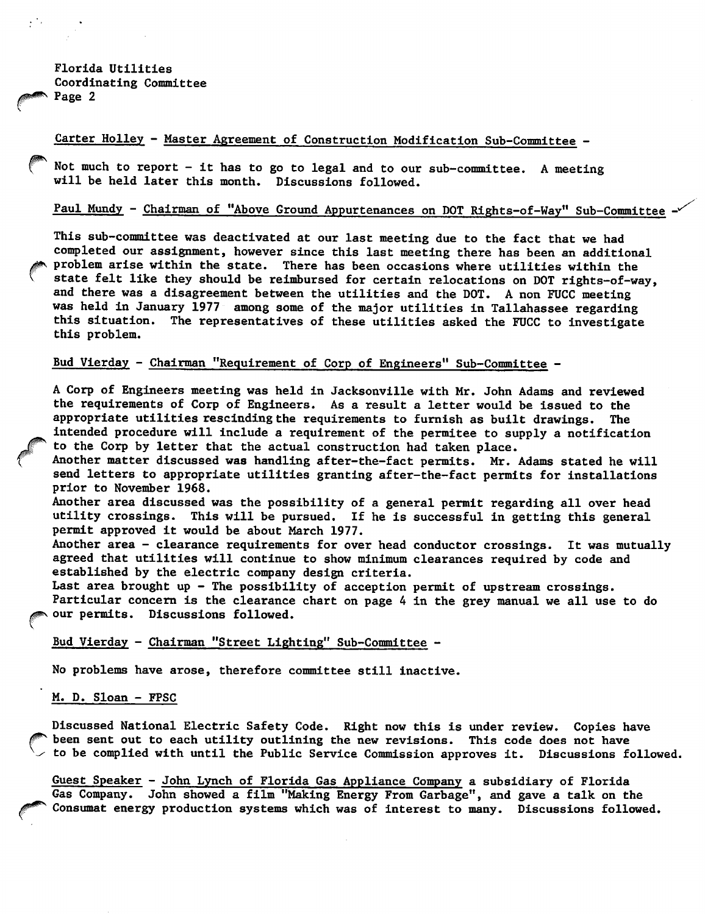Florida Utilities
Coordinating Committee
Page 2

Carter Holley - Master Agreement of Construction Modification Sub-Committee -

Not much to report - it has to go to legal and to our sub-committee. A meeting will be held later this month. Discussions followed.

Paul Mundy - Chairman of "Above Ground Appurtenances on DOT Rights-of-Way" Sub-Committee -

This sub-committee was deactivated at our last meeting due to the fact that we had completed our assignment, however since this last meeting there has been an additional problem arise within the state. There has been occasions where utilities within the state felt like they should be reimbursed for certain relocations on DOT rights-of-way, and there was a disagreement between the utilities and the DOT. A non FUCC meeting was held in January 1977 among some of the major utilities in Tallahassee regarding this situation. The representatives of these utilities asked the FUCC to investigate this problem.

Bud Vierday - Chairman "Requirement of Corp of Engineers" Sub-Committee -

A Corp of Engineers meeting was held in Jacksonville with Mr. John Adams and reviewed the requirements of Corp of Engineers. As a result a letter would be issued to the appropriate utilities rescinding the requirements to furnish as built drawings. The intended procedure will include a requirement of the permitee to supply a notification to the Corp by letter that the actual construction had taken place.
Another matter discussed was handling after-the-fact permits. Mr. Adams stated he will send letters to appropriate utilities granting after-the-fact permits for installations prior to November 1968.
Another area discussed was the possibility of a general permit regarding all over head utility crossings. This will be pursued. If he is successful in getting this general permit approved it would be about March 1977.
Another area - clearance requirements for over head conductor crossings. It was mutually agreed that utilities will continue to show minimum clearances required by code and established by the electric company design criteria.
Last area brought up - The possibility of acception permit of upstream crossings. Particular concern is the clearance chart on page 4 in the grey manual we all use to do our permits. Discussions followed.

Bud Vierday - Chairman "Street Lighting" Sub-Committee -

No problems have arose, therefore committee still inactive.

M. D. Sloan - FPSC

Discussed National Electric Safety Code. Right now this is under review. Copies have been sent out to each utility outlining the new revisions. This code does not have to be complied with until the Public Service Commission approves it. Discussions followed.

Guest Speaker - John Lynch of Florida Gas Appliance Company a subsidiary of Florida Gas Company. John showed a film "Making Energy From Garbage", and gave a talk on the Consumat energy production systems which was of interest to many. Discussions followed.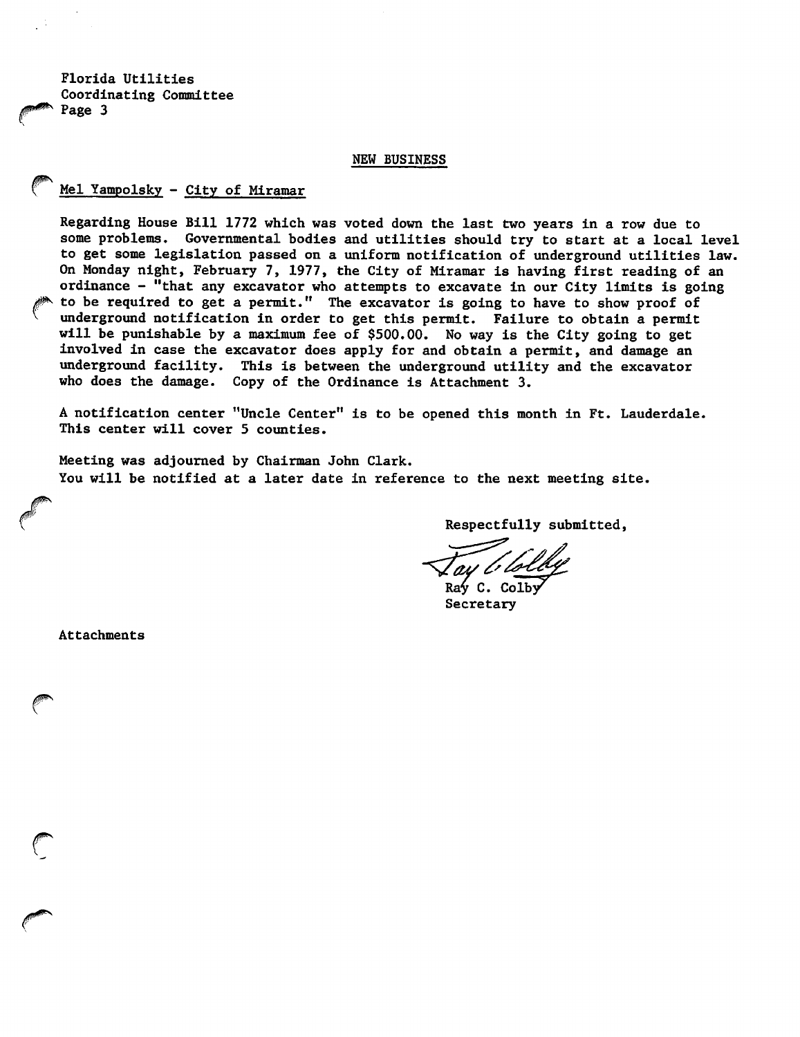Florida Utilities
Coordinating Committee
Page 3

## NEW BUSINESS

Mel Yampolsky - City of Miramar

Regarding House Bill 1772 which was voted down the last two years in a row due to some problems. Governmental bodies and utilities should try to start at a local level to get some legislation passed on a uniform notification of underground utilities law. On Monday night, February 7, 1977, the City of Miramar is having first reading of an ordinance - "that any excavator who attempts to excavate in our City limits is going to be required to get a permit." The excavator is going to have to show proof of underground notification in order to get this permit. Failure to obtain a permit will be punishable by a maximum fee of $500.00. No way is the City going to get involved in case the excavator does apply for and obtain a permit, and damage an underground facility. This is between the underground utility and the excavator who does the damage. Copy of the Ordinance is Attachment 3.

A notification center "Uncle Center" is to be opened this month in Ft. Lauderdale. This center will cover 5 counties.

Meeting was adjourned by Chairman John Clark.
You will be notified at a later date in reference to the next meeting site.

Respectfully submitted,

Ray C. Colby
Secretary

Attachments